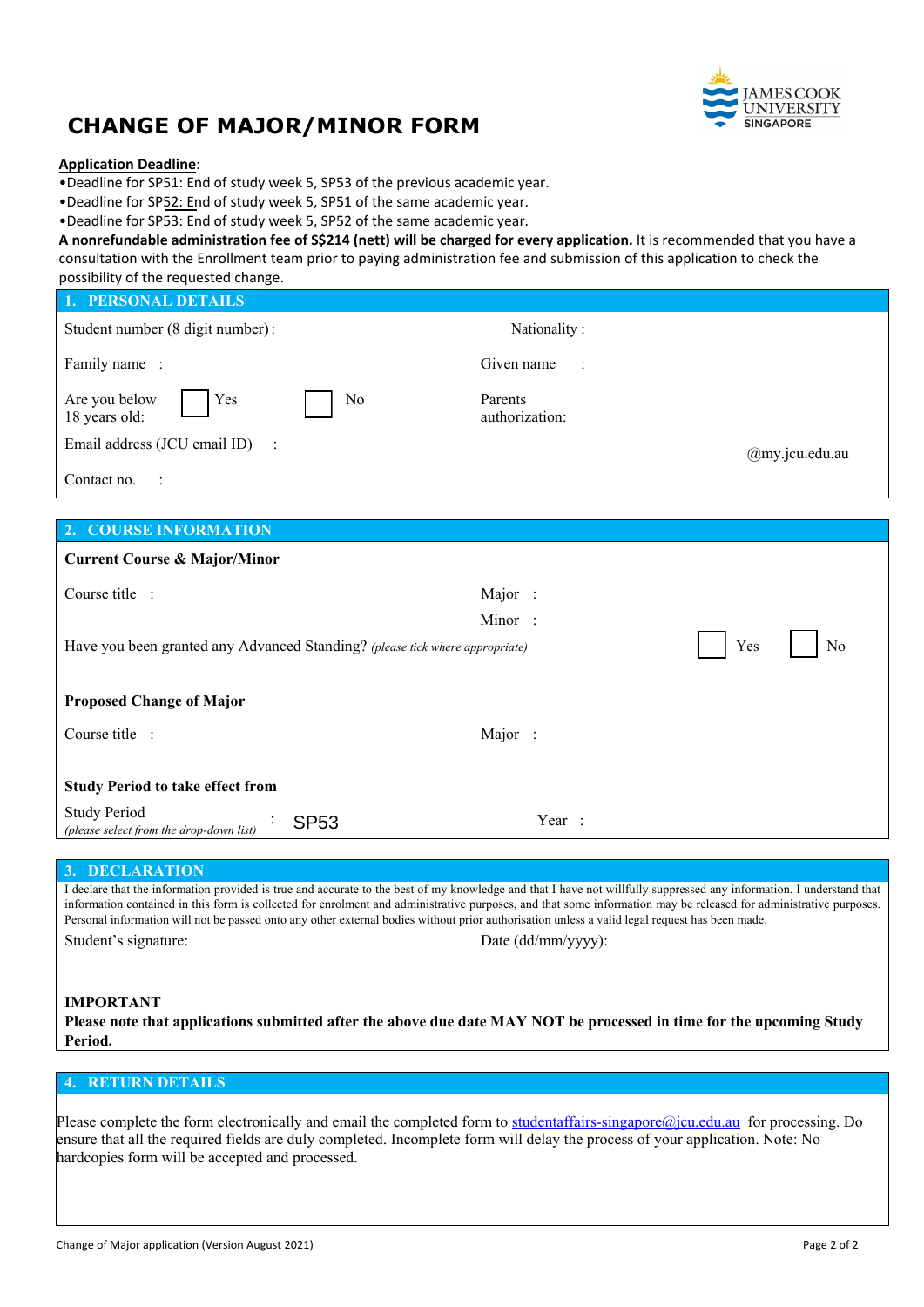# CHANGE OF MAJOR/MINOR FORM

JAMES COOK UNIVERSITY SINGAPORE

**Application Deadline**:

- Deadline for SP51: End of study week 5, SP53 of the previous academic year.
- Deadline for SP52: End of study week 5, SP51 of the same academic year.
- Deadline for SP53: End of study week 5, SP52 of the same academic year.

**A nonrefundable administration fee of S$214 (nett) will be charged for every application.** It is recommended that you have a consultation with the Enrollment team prior to paying administration fee and submission of this application to check the possibility of the requested change.

## 1. PERSONAL DETAILS

| | |
|---|---|
| Student number (8 digit number): | Nationality : |
| Family name : | Given name : |
| Are you below 18 years old: ☐ Yes ☐ No | Parents authorization: |
| Email address (JCU email ID) : | @my.jcu.edu.au |
| Contact no. : | |

## 2. COURSE INFORMATION

**Current Course & Major/Minor**

| | |
|---|---|
| Course title : | Major : |
| | Minor : |

Have you been granted any Advanced Standing? *(please tick where appropriate)* ☐ Yes ☐ No

**Proposed Change of Major**

| | |
|---|---|
| Course title : | Major : |

**Study Period to take effect from**

| | |
|---|---|
| Study Period *(please select from the drop-down list)* : SP53 | Year : |

## 3. DECLARATION

I declare that the information provided is true and accurate to the best of my knowledge and that I have not willfully suppressed any information. I understand that information contained in this form is collected for enrolment and administrative purposes, and that some information may be released for administrative purposes. Personal information will not be passed onto any other external bodies without prior authorisation unless a valid legal request has been made.

| | |
|---|---|
| Student's signature: | Date (dd/mm/yyyy): |

**IMPORTANT**
**Please note that applications submitted after the above due date MAY NOT be processed in time for the upcoming Study Period.**

## 4. RETURN DETAILS

Please complete the form electronically and email the completed form to studentaffairs-singapore@jcu.edu.au for processing. Do ensure that all the required fields are duly completed. Incomplete form will delay the process of your application. Note: No hardcopies form will be accepted and processed.

Change of Major application (Version August 2021)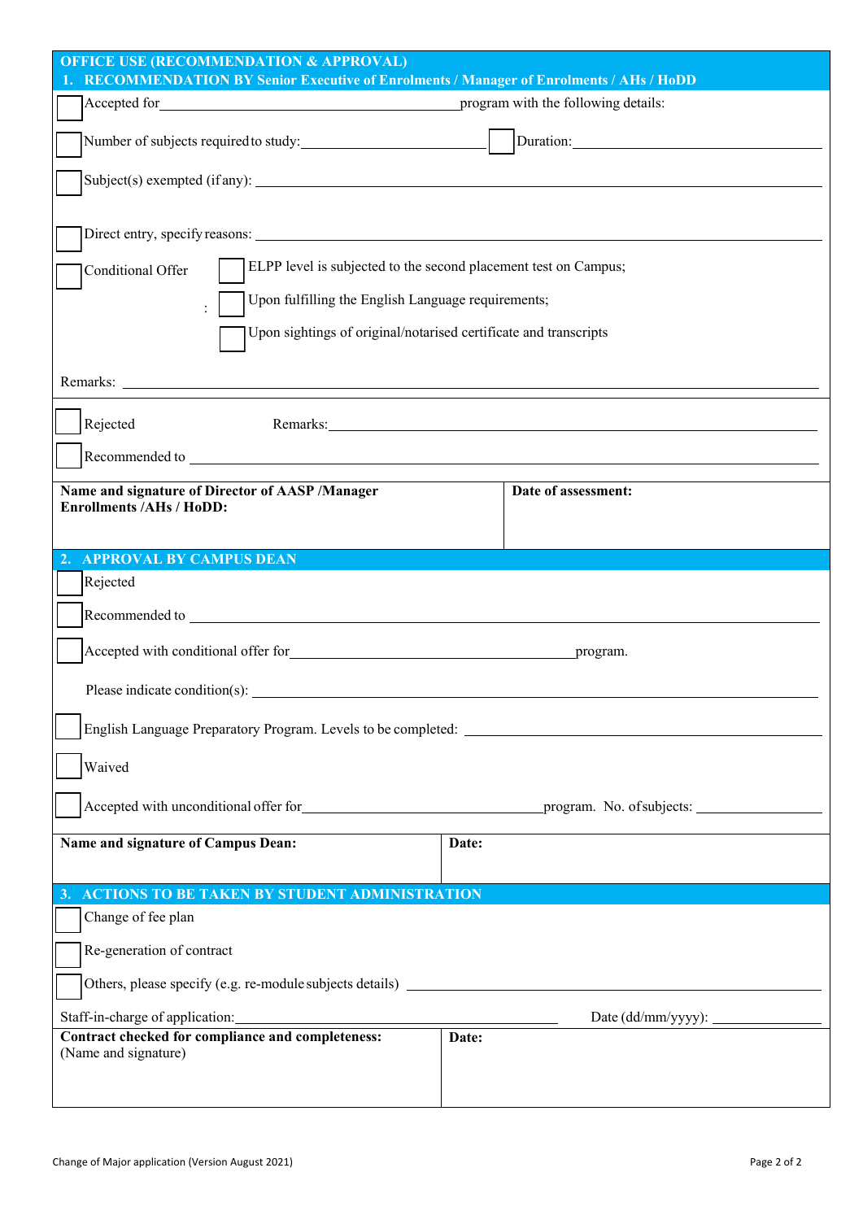## OFFICE USE (RECOMMENDATION & APPROVAL)

### 1. RECOMMENDATION BY Senior Executive of Enrolments / Manager of Enrolments / AHs / HoDD

☐ Accepted for ______________________ program with the following details:

☐ Number of subjects required to study: ______________ ☐ Duration: ______________

☐ Subject(s) exempted (if any): ______________

☐ Direct entry, specify reasons: ______________

☐ Conditional Offer :
- ☐ ELPP level is subjected to the second placement test on Campus;
- ☐ Upon fulfilling the English Language requirements;
- ☐ Upon sightings of original/notarised certificate and transcripts

Remarks: ______________

☐ Rejected Remarks: ______________

☐ Recommended to ______________

| **Name and signature of Director of AASP /Manager Enrollments /AHs / HoDD:** | **Date of assessment:** |
|---|---|
| | |

### 2. APPROVAL BY CAMPUS DEAN

☐ Rejected

☐ Recommended to ______________

☐ Accepted with conditional offer for ______________ program.

Please indicate condition(s): ______________

☐ English Language Preparatory Program. Levels to be completed: ______________

☐ Waived

☐ Accepted with unconditional offer for ______________ program. No. of subjects: ______________

| **Name and signature of Campus Dean:** | **Date:** |
|---|---|
| | |

### 3. ACTIONS TO BE TAKEN BY STUDENT ADMINISTRATION

☐ Change of fee plan

☐ Re-generation of contract

☐ Others, please specify (e.g. re-module subjects details) ______________

Staff-in-charge of application: ______________ Date (dd/mm/yyyy): ______________

| **Contract checked for compliance and completeness:** (Name and signature) | **Date:** |
|---|---|
| | |

Change of Major application (Version August 2021)